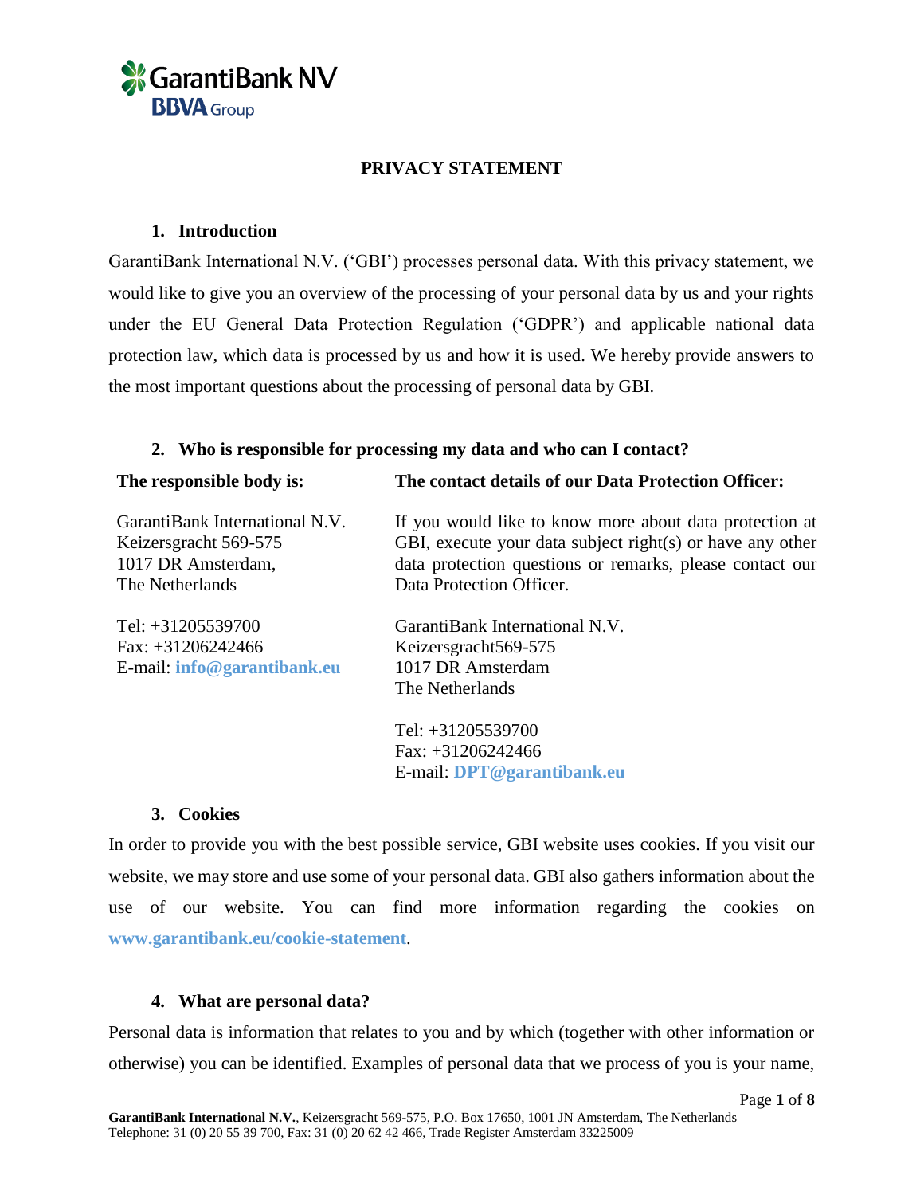# PRIVACY STATEMENT

## 1. Introduction

GarantiBank International N.V. ('GBI') processes personal data. With this privacy statement, we would like to give you an overview of the processing of your personal data by us and your rights under the EU General Data Protection Regulation ('GDPR') and applicable national data protection law, which data is processed by us and how it is used. We hereby provide answers to the most important questions about the processing of personal data by GBI.

## 2. Who is responsible for processing my data and who can I contact?

**The responsible body is:**

GarantiBank International N.V.
Keizersgracht 569-575
1017 DR Amsterdam,
The Netherlands

Tel: +31205539700
Fax: +31206242466
E-mail: **info@garantibank.eu**

**The contact details of our Data Protection Officer:**

If you would like to know more about data protection at GBI, execute your data subject right(s) or have any other data protection questions or remarks, please contact our Data Protection Officer.

GarantiBank International N.V.
Keizersgracht569-575
1017 DR Amsterdam
The Netherlands

Tel: +31205539700
Fax: +31206242466
E-mail: **DPT@garantibank.eu**

## 3. Cookies

In order to provide you with the best possible service, GBI website uses cookies. If you visit our website, we may store and use some of your personal data. GBI also gathers information about the use of our website. You can find more information regarding the cookies on **www.garantibank.eu/cookie-statement**.

## 4. What are personal data?

Personal data is information that relates to you and by which (together with other information or otherwise) you can be identified. Examples of personal data that we process of you is your name,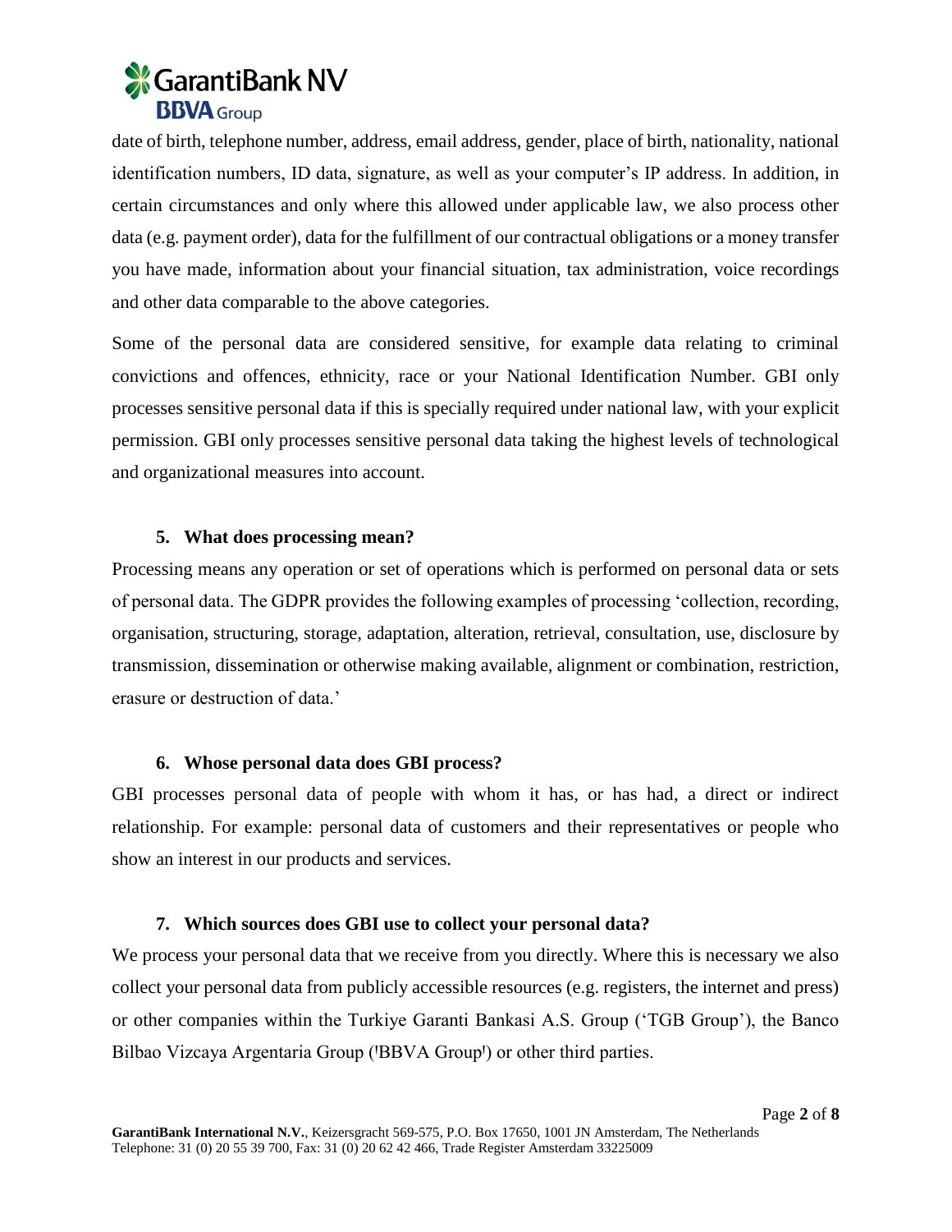date of birth, telephone number, address, email address, gender, place of birth, nationality, national identification numbers, ID data, signature, as well as your computer's IP address. In addition, in certain circumstances and only where this allowed under applicable law, we also process other data (e.g. payment order), data for the fulfillment of our contractual obligations or a money transfer you have made, information about your financial situation, tax administration, voice recordings and other data comparable to the above categories.

Some of the personal data are considered sensitive, for example data relating to criminal convictions and offences, ethnicity, race or your National Identification Number. GBI only processes sensitive personal data if this is specially required under national law, with your explicit permission. GBI only processes sensitive personal data taking the highest levels of technological and organizational measures into account.

## 5. What does processing mean?

Processing means any operation or set of operations which is performed on personal data or sets of personal data. The GDPR provides the following examples of processing 'collection, recording, organisation, structuring, storage, adaptation, alteration, retrieval, consultation, use, disclosure by transmission, dissemination or otherwise making available, alignment or combination, restriction, erasure or destruction of data.'

## 6. Whose personal data does GBI process?

GBI processes personal data of people with whom it has, or has had, a direct or indirect relationship. For example: personal data of customers and their representatives or people who show an interest in our products and services.

## 7. Which sources does GBI use to collect your personal data?

We process your personal data that we receive from you directly. Where this is necessary we also collect your personal data from publicly accessible resources (e.g. registers, the internet and press) or other companies within the Turkiye Garanti Bankasi A.S. Group ('TGB Group'), the Banco Bilbao Vizcaya Argentaria Group ('BBVA Group') or other third parties.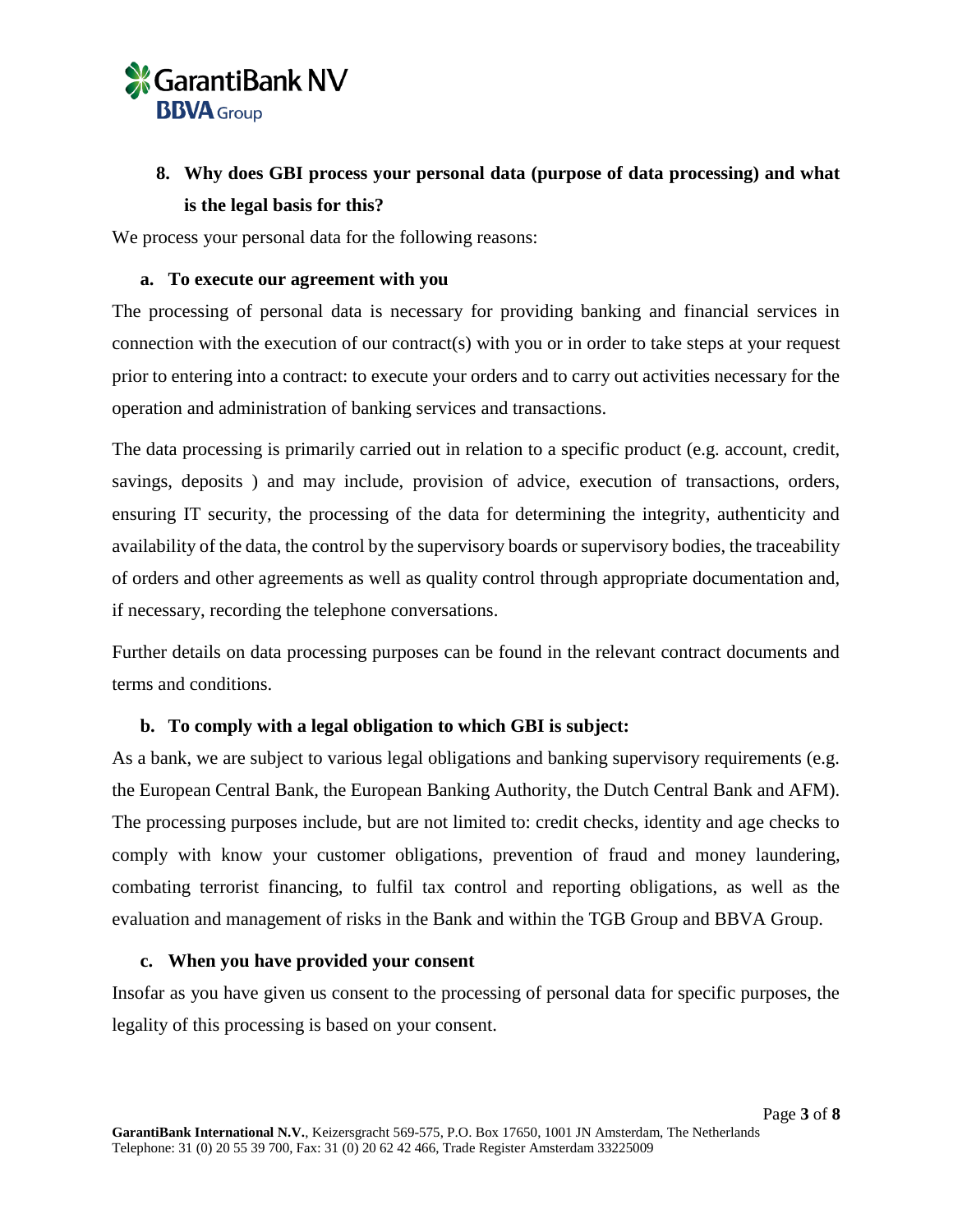## 8. Why does GBI process your personal data (purpose of data processing) and what is the legal basis for this?

We process your personal data for the following reasons:

### a. To execute our agreement with you

The processing of personal data is necessary for providing banking and financial services in connection with the execution of our contract(s) with you or in order to take steps at your request prior to entering into a contract: to execute your orders and to carry out activities necessary for the operation and administration of banking services and transactions.

The data processing is primarily carried out in relation to a specific product (e.g. account, credit, savings, deposits ) and may include, provision of advice, execution of transactions, orders, ensuring IT security, the processing of the data for determining the integrity, authenticity and availability of the data, the control by the supervisory boards or supervisory bodies, the traceability of orders and other agreements as well as quality control through appropriate documentation and, if necessary, recording the telephone conversations.

Further details on data processing purposes can be found in the relevant contract documents and terms and conditions.

### b. To comply with a legal obligation to which GBI is subject:

As a bank, we are subject to various legal obligations and banking supervisory requirements (e.g. the European Central Bank, the European Banking Authority, the Dutch Central Bank and AFM). The processing purposes include, but are not limited to: credit checks, identity and age checks to comply with know your customer obligations, prevention of fraud and money laundering, combating terrorist financing, to fulfil tax control and reporting obligations, as well as the evaluation and management of risks in the Bank and within the TGB Group and BBVA Group.

### c. When you have provided your consent

Insofar as you have given us consent to the processing of personal data for specific purposes, the legality of this processing is based on your consent.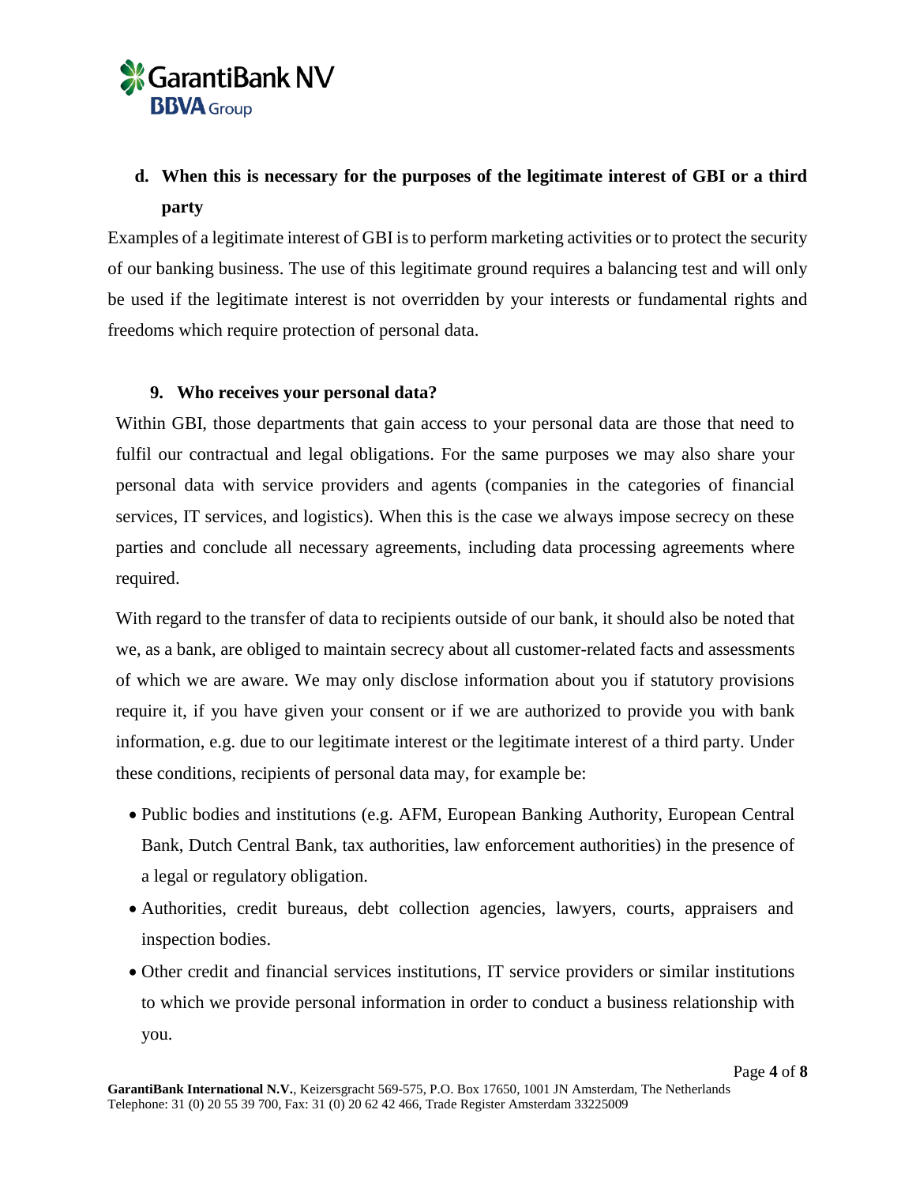### d. When this is necessary for the purposes of the legitimate interest of GBI or a third party

Examples of a legitimate interest of GBI is to perform marketing activities or to protect the security of our banking business. The use of this legitimate ground requires a balancing test and will only be used if the legitimate interest is not overridden by your interests or fundamental rights and freedoms which require protection of personal data.

## 9. Who receives your personal data?

Within GBI, those departments that gain access to your personal data are those that need to fulfil our contractual and legal obligations. For the same purposes we may also share your personal data with service providers and agents (companies in the categories of financial services, IT services, and logistics). When this is the case we always impose secrecy on these parties and conclude all necessary agreements, including data processing agreements where required.

With regard to the transfer of data to recipients outside of our bank, it should also be noted that we, as a bank, are obliged to maintain secrecy about all customer-related facts and assessments of which we are aware. We may only disclose information about you if statutory provisions require it, if you have given your consent or if we are authorized to provide you with bank information, e.g. due to our legitimate interest or the legitimate interest of a third party. Under these conditions, recipients of personal data may, for example be:

- Public bodies and institutions (e.g. AFM, European Banking Authority, European Central Bank, Dutch Central Bank, tax authorities, law enforcement authorities) in the presence of a legal or regulatory obligation.
- Authorities, credit bureaus, debt collection agencies, lawyers, courts, appraisers and inspection bodies.
- Other credit and financial services institutions, IT service providers or similar institutions to which we provide personal information in order to conduct a business relationship with you.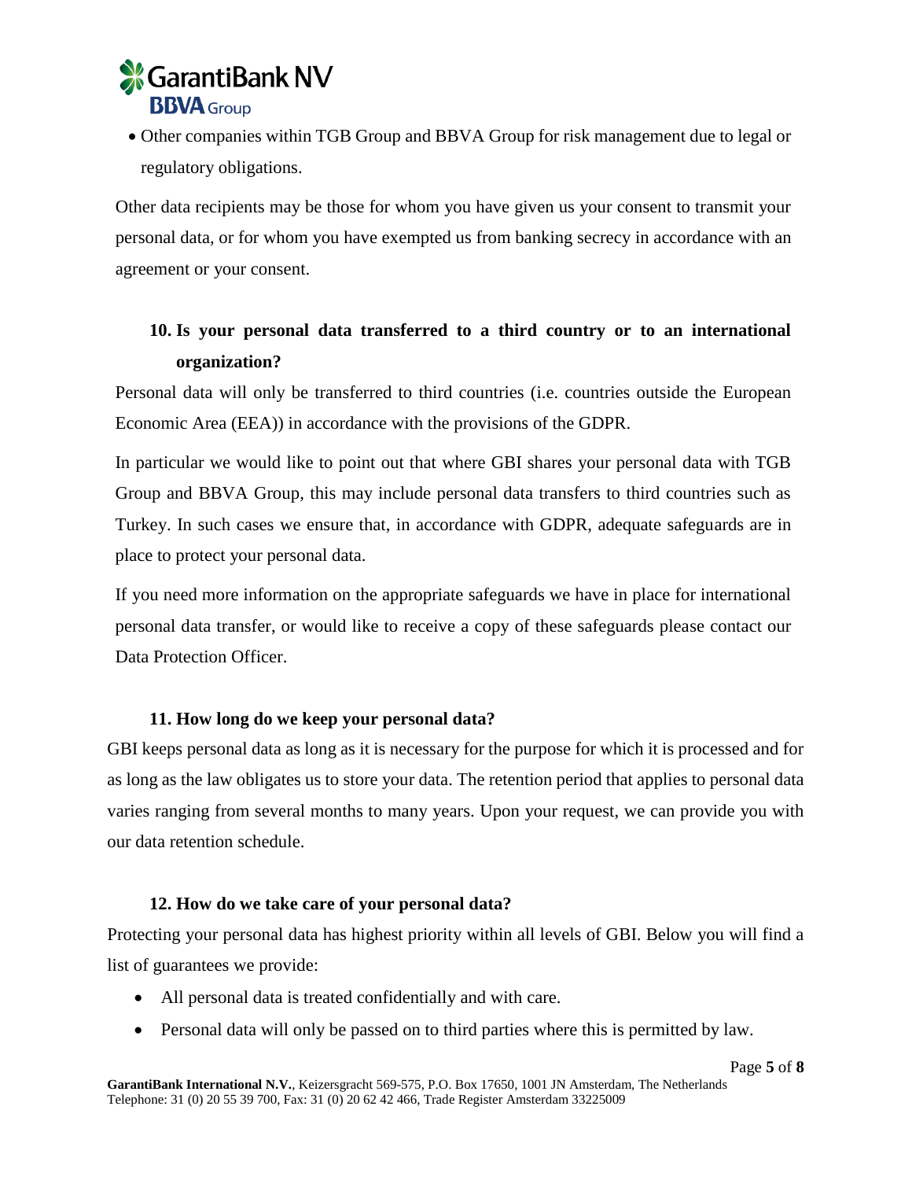- Other companies within TGB Group and BBVA Group for risk management due to legal or regulatory obligations.

Other data recipients may be those for whom you have given us your consent to transmit your personal data, or for whom you have exempted us from banking secrecy in accordance with an agreement or your consent.

## 10. Is your personal data transferred to a third country or to an international organization?

Personal data will only be transferred to third countries (i.e. countries outside the European Economic Area (EEA)) in accordance with the provisions of the GDPR.

In particular we would like to point out that where GBI shares your personal data with TGB Group and BBVA Group, this may include personal data transfers to third countries such as Turkey. In such cases we ensure that, in accordance with GDPR, adequate safeguards are in place to protect your personal data.

If you need more information on the appropriate safeguards we have in place for international personal data transfer, or would like to receive a copy of these safeguards please contact our Data Protection Officer.

## 11. How long do we keep your personal data?

GBI keeps personal data as long as it is necessary for the purpose for which it is processed and for as long as the law obligates us to store your data. The retention period that applies to personal data varies ranging from several months to many years. Upon your request, we can provide you with our data retention schedule.

## 12. How do we take care of your personal data?

Protecting your personal data has highest priority within all levels of GBI. Below you will find a list of guarantees we provide:

- All personal data is treated confidentially and with care.
- Personal data will only be passed on to third parties where this is permitted by law.

**GarantiBank International N.V.**, Keizersgracht 569-575, P.O. Box 17650, 1001 JN Amsterdam, The Netherlands
Telephone: 31 (0) 20 55 39 700, Fax: 31 (0) 20 62 42 466, Trade Register Amsterdam 33225009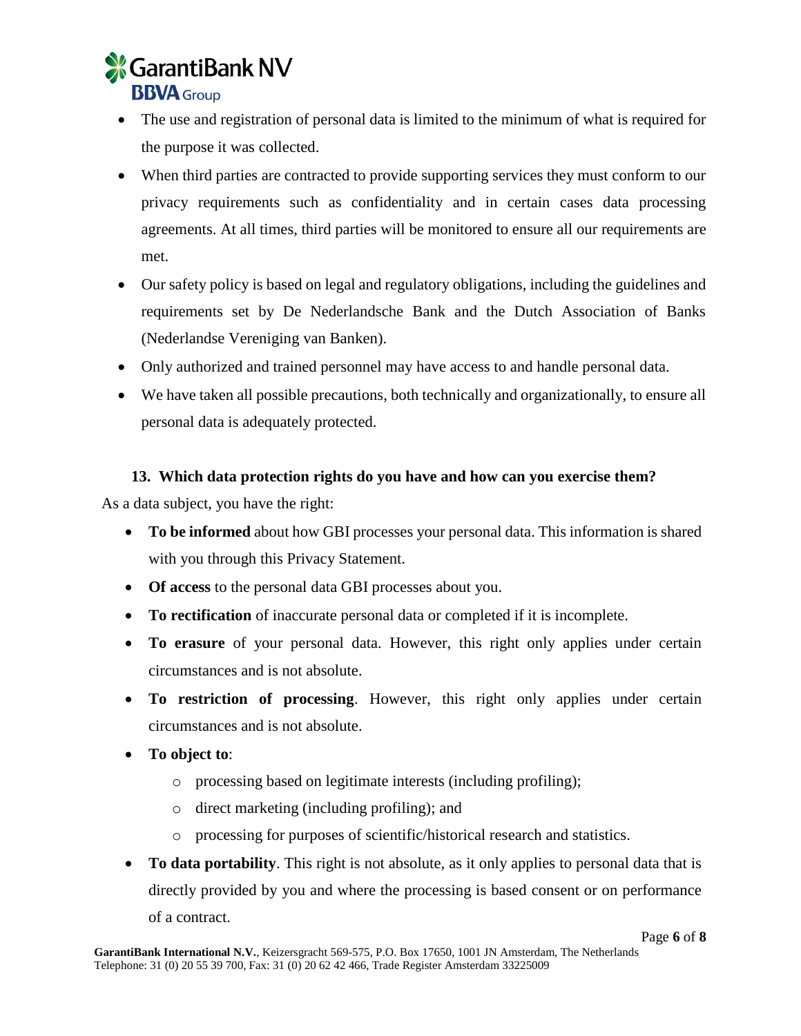- The use and registration of personal data is limited to the minimum of what is required for the purpose it was collected.
- When third parties are contracted to provide supporting services they must conform to our privacy requirements such as confidentiality and in certain cases data processing agreements. At all times, third parties will be monitored to ensure all our requirements are met.
- Our safety policy is based on legal and regulatory obligations, including the guidelines and requirements set by De Nederlandsche Bank and the Dutch Association of Banks (Nederlandse Vereniging van Banken).
- Only authorized and trained personnel may have access to and handle personal data.
- We have taken all possible precautions, both technically and organizationally, to ensure all personal data is adequately protected.

## 13. Which data protection rights do you have and how can you exercise them?

As a data subject, you have the right:

- **To be informed** about how GBI processes your personal data. This information is shared with you through this Privacy Statement.
- **Of access** to the personal data GBI processes about you.
- **To rectification** of inaccurate personal data or completed if it is incomplete.
- **To erasure** of your personal data. However, this right only applies under certain circumstances and is not absolute.
- **To restriction of processing**. However, this right only applies under certain circumstances and is not absolute.
- **To object to**:
  - processing based on legitimate interests (including profiling);
  - direct marketing (including profiling); and
  - processing for purposes of scientific/historical research and statistics.
- **To data portability**. This right is not absolute, as it only applies to personal data that is directly provided by you and where the processing is based consent or on performance of a contract.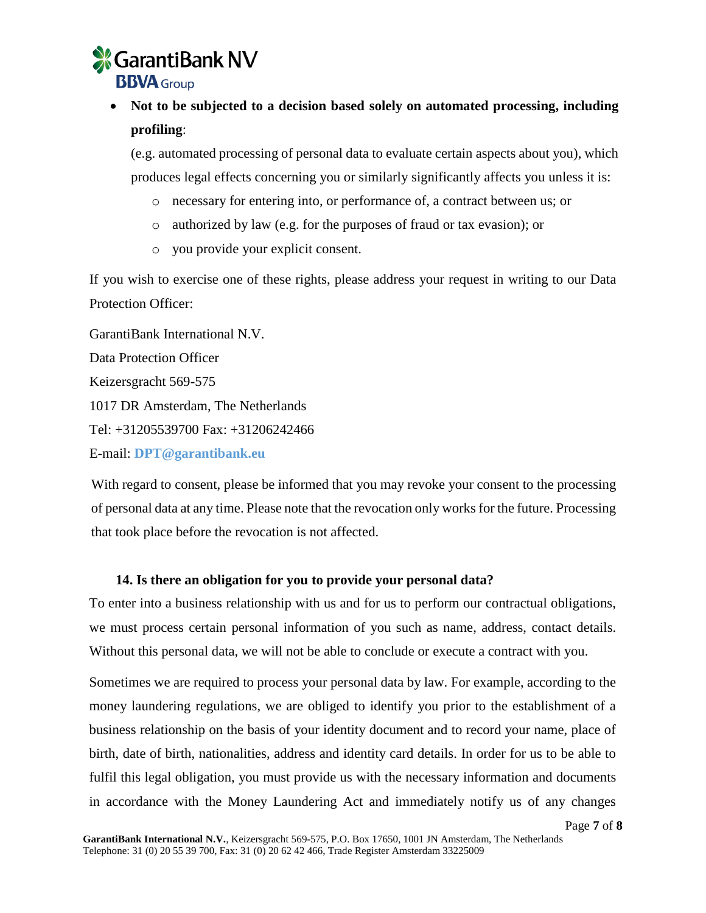- **Not to be subjected to a decision based solely on automated processing, including profiling**:

  (e.g. automated processing of personal data to evaluate certain aspects about you), which produces legal effects concerning you or similarly significantly affects you unless it is:

  - necessary for entering into, or performance of, a contract between us; or
  - authorized by law (e.g. for the purposes of fraud or tax evasion); or
  - you provide your explicit consent.

If you wish to exercise one of these rights, please address your request in writing to our Data Protection Officer:

GarantiBank International N.V.
Data Protection Officer
Keizersgracht 569-575
1017 DR Amsterdam, The Netherlands
Tel: +31205539700 Fax: +31206242466
E-mail: **DPT@garantibank.eu**

With regard to consent, please be informed that you may revoke your consent to the processing of personal data at any time. Please note that the revocation only works for the future. Processing that took place before the revocation is not affected.

### 14. Is there an obligation for you to provide your personal data?

To enter into a business relationship with us and for us to perform our contractual obligations, we must process certain personal information of you such as name, address, contact details. Without this personal data, we will not be able to conclude or execute a contract with you.

Sometimes we are required to process your personal data by law. For example, according to the money laundering regulations, we are obliged to identify you prior to the establishment of a business relationship on the basis of your identity document and to record your name, place of birth, date of birth, nationalities, address and identity card details. In order for us to be able to fulfil this legal obligation, you must provide us with the necessary information and documents in accordance with the Money Laundering Act and immediately notify us of any changes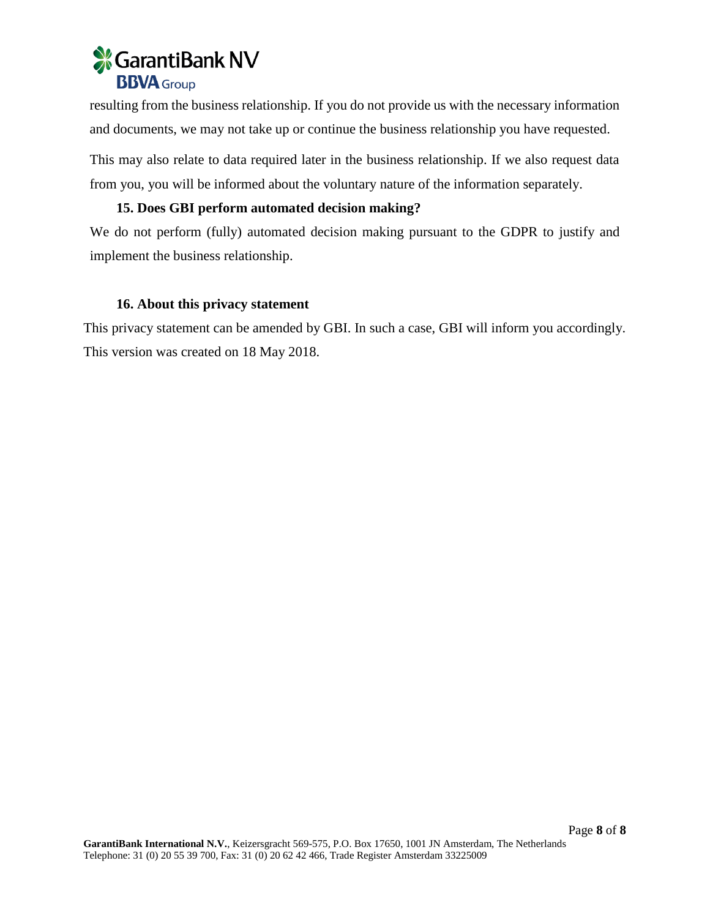resulting from the business relationship. If you do not provide us with the necessary information and documents, we may not take up or continue the business relationship you have requested.

This may also relate to data required later in the business relationship. If we also request data from you, you will be informed about the voluntary nature of the information separately.

### 15. Does GBI perform automated decision making?

We do not perform (fully) automated decision making pursuant to the GDPR to justify and implement the business relationship.

### 16. About this privacy statement

This privacy statement can be amended by GBI. In such a case, GBI will inform you accordingly. This version was created on 18 May 2018.